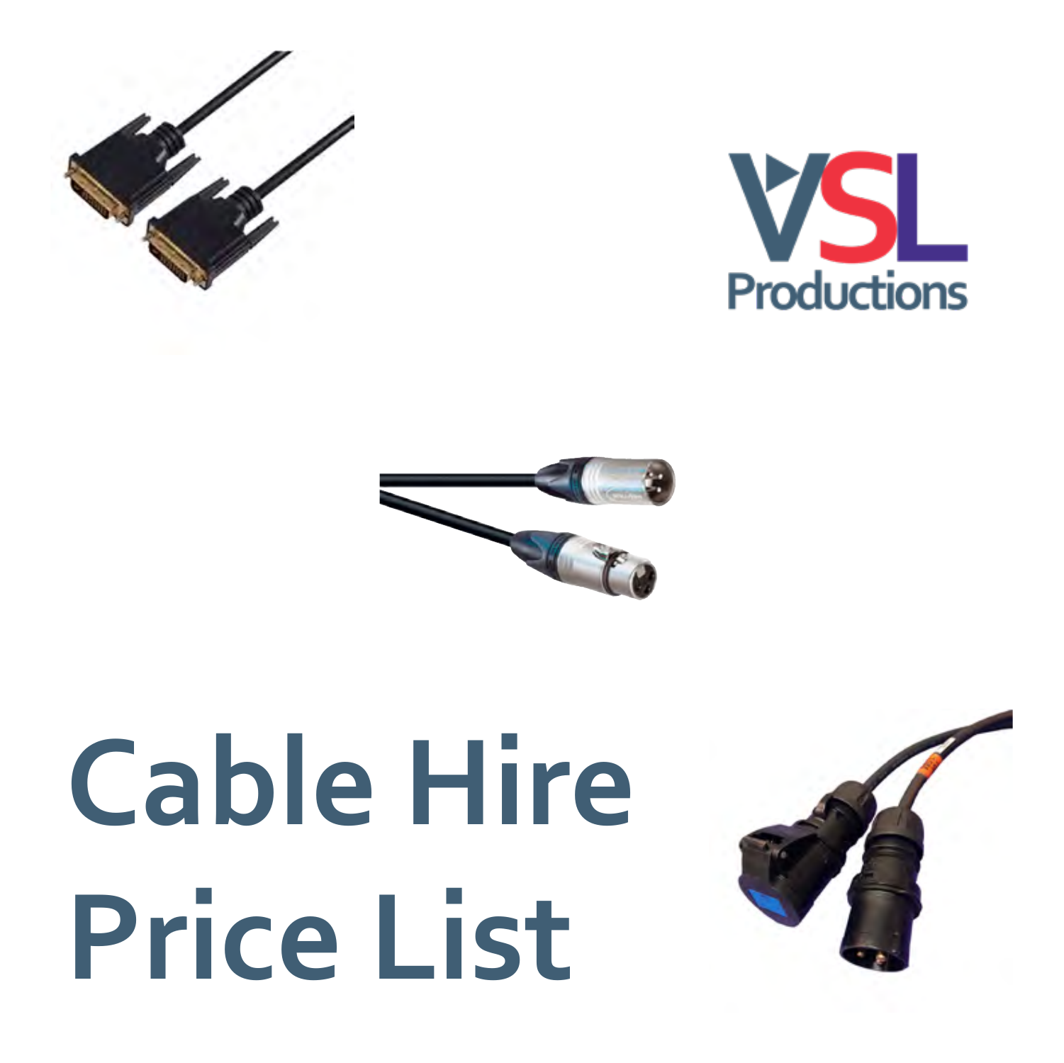VSL Productions

# Cable Hire Price List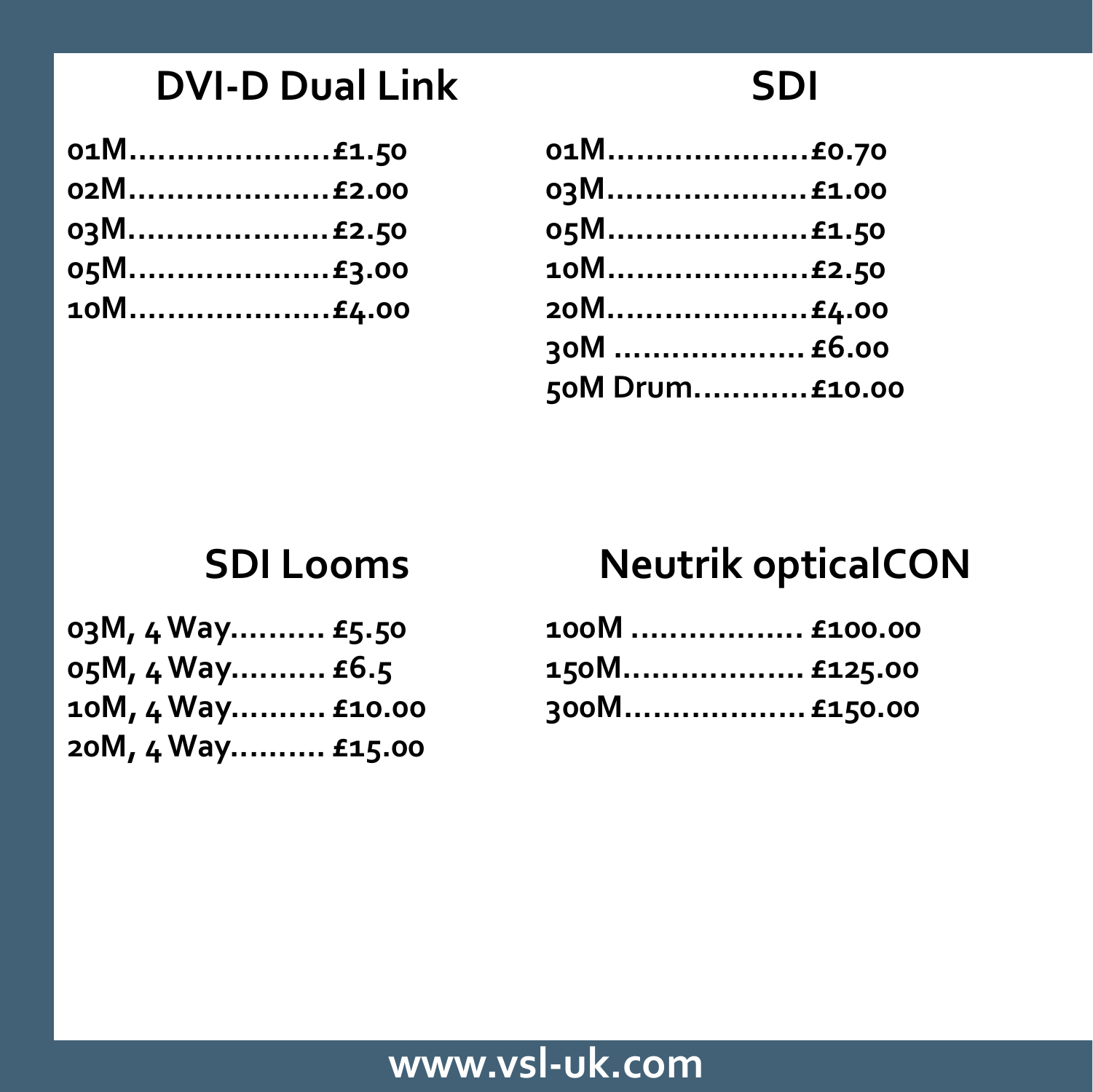## DVI-D Dual Link

01M.....................£1.50
02M.....................£2.00
03M.....................£2.50
05M.....................£3.00
10M.....................£4.00

## SDI

01M.....................£0.70
03M.....................£1.00
05M.....................£1.50
10M.....................£2.50
20M.....................£4.00
30M .................... £6.00
50M Drum............£10.00

## SDI Looms

03M, 4 Way.......... £5.50
05M, 4 Way.......... £6.5
10M, 4 Way.......... £10.00
20M, 4 Way.......... £15.00

## Neutrik opticalCON

100M .................. £100.00
150M................... £125.00
300M................... £150.00

www.vsl-uk.com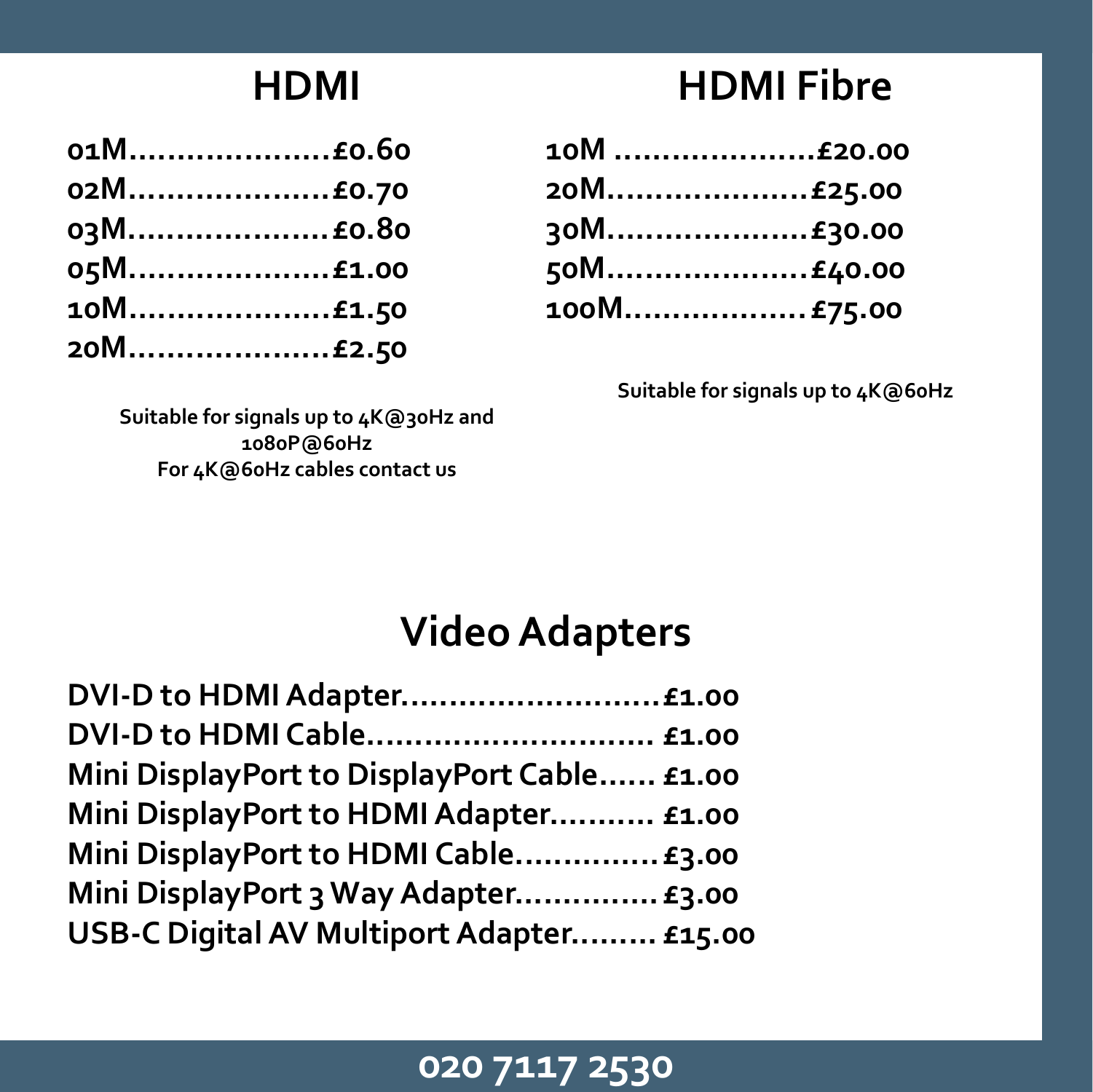## HDMI

01M.....................£0.60
02M.....................£0.70
03M.....................£0.80
05M.....................£1.00
10M.....................£1.50
20M.....................£2.50

**Suitable for signals up to 4K@30Hz and 1080P@60Hz**
**For 4K@60Hz cables contact us**

## HDMI Fibre

10M .....................£20.00
20M.....................£25.00
30M.....................£30.00
50M.....................£40.00
100M...................£75.00

**Suitable for signals up to 4K@60Hz**

## Video Adapters

DVI-D to HDMI Adapter..........................£1.00
DVI-D to HDMI Cable.............................. £1.00
Mini DisplayPort to DisplayPort Cable...... £1.00
Mini DisplayPort to HDMI Adapter........... £1.00
Mini DisplayPort to HDMI Cable...............£3.00
Mini DisplayPort 3 Way Adapter...............£3.00
USB-C Digital AV Multiport Adapter......... £15.00

**020 7117 2530**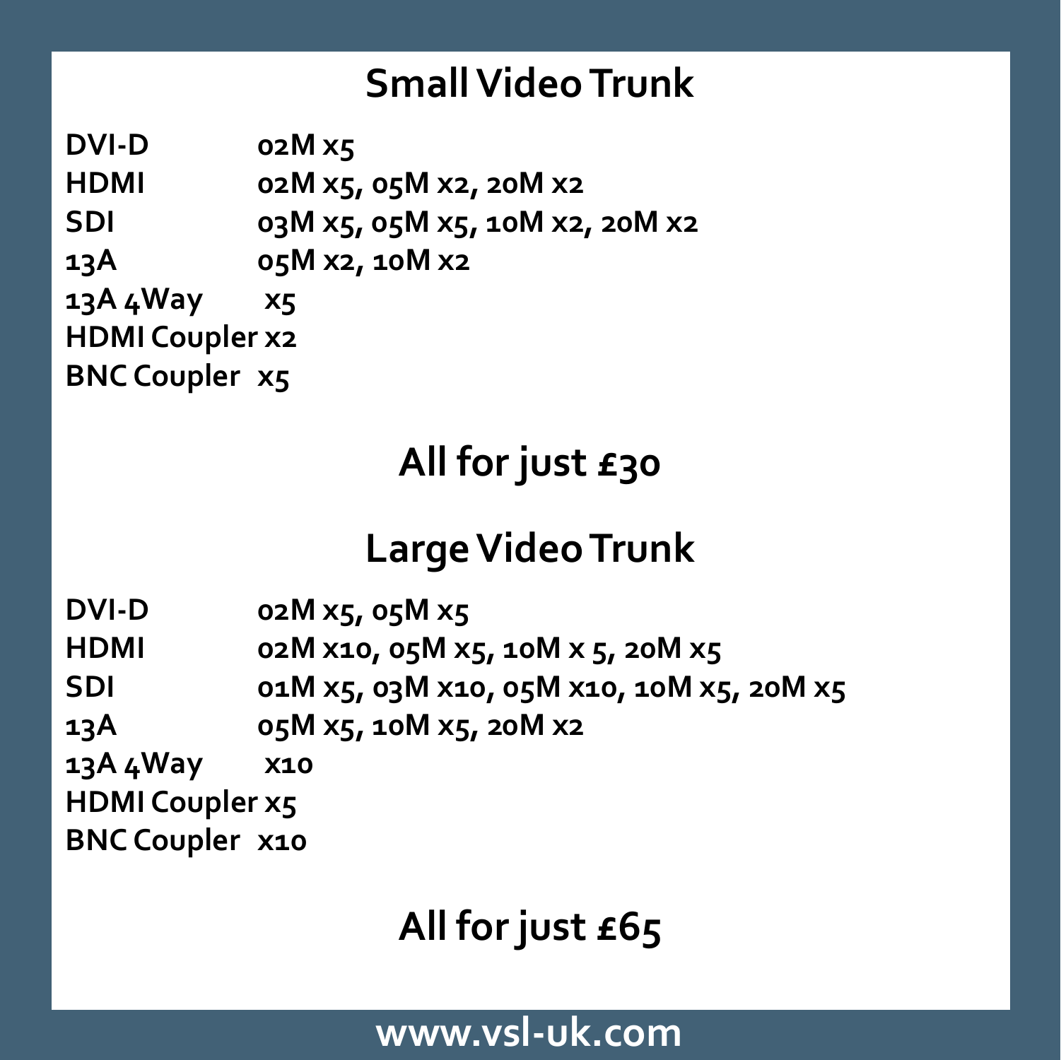## Small Video Trunk

| | |
|---|---|
| **DVI-D** | **02M x5** |
| **HDMI** | **02M x5, 05M x2, 20M x2** |
| **SDI** | **03M x5, 05M x5, 10M x2, 20M x2** |
| **13A** | **05M x2, 10M x2** |
| **13A 4Way** | **x5** |
| **HDMI Coupler** | **x2** |
| **BNC Coupler** | **x5** |

## All for just £30

## Large Video Trunk

| | |
|---|---|
| **DVI-D** | **02M x5, 05M x5** |
| **HDMI** | **02M x10, 05M x5, 10M x 5, 20M x5** |
| **SDI** | **01M x5, 03M x10, 05M x10, 10M x5, 20M x5** |
| **13A** | **05M x5, 10M x5, 20M x2** |
| **13A 4Way** | **x10** |
| **HDMI Coupler** | **x5** |
| **BNC Coupler** | **x10** |

## All for just £65

**www.vsl-uk.com**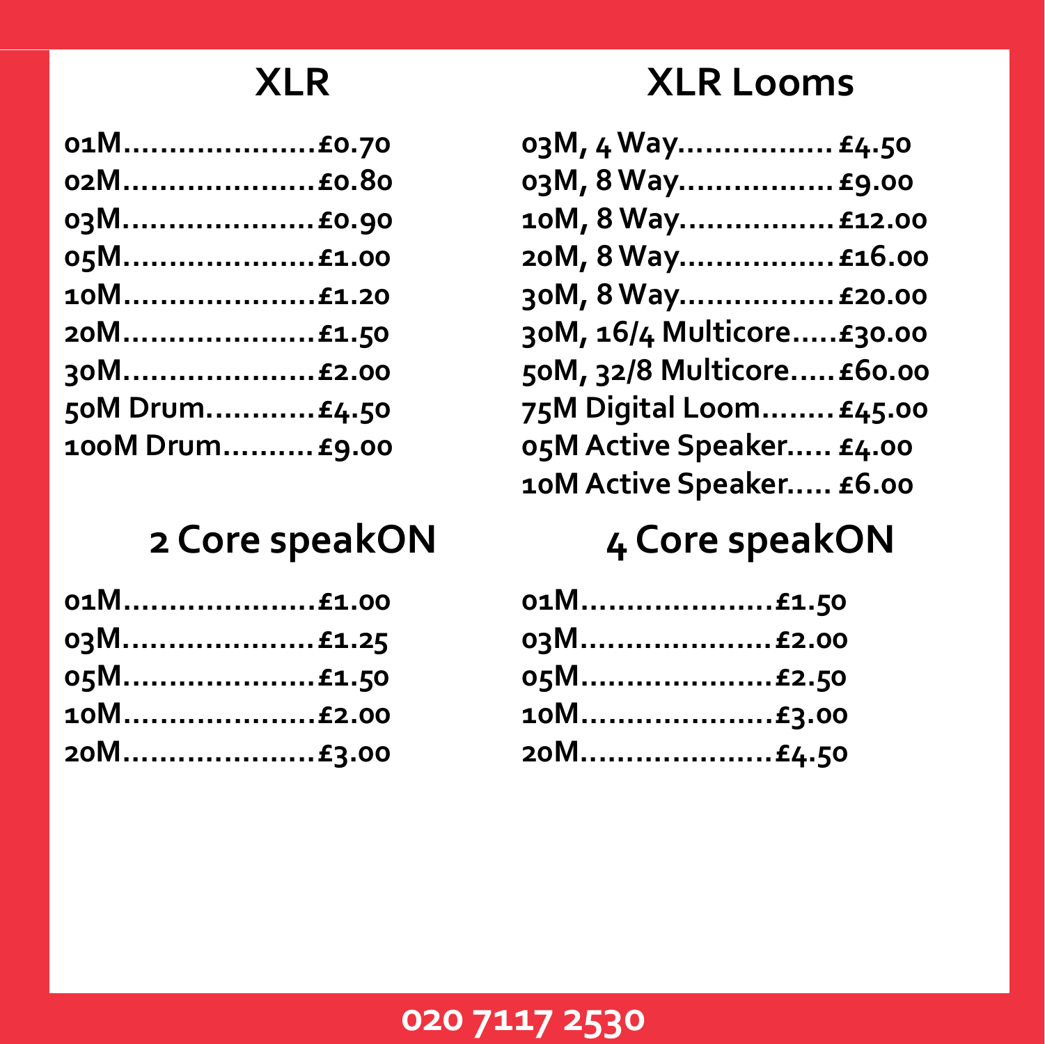## XLR

01M.....................£0.70
02M.....................£0.80
03M.....................£0.90
05M.....................£1.00
10M.....................£1.20
20M.....................£1.50
30M.....................£2.00
50M Drum............£4.50
100M Drum..........£9.00

## XLR Looms

03M, 4 Way................. £4.50
03M, 8 Way................. £9.00
10M, 8 Way................. £12.00
20M, 8 Way................. £16.00
30M, 8 Way................. £20.00
30M, 16/4 Multicore.....£30.00
50M, 32/8 Multicore..... £60.00
75M Digital Loom........ £45.00
05M Active Speaker..... £4.00
10M Active Speaker..... £6.00

## 2 Core speakON

01M.....................£1.00
03M.....................£1.25
05M.....................£1.50
10M.....................£2.00
20M.....................£3.00

## 4 Core speakON

01M.....................£1.50
03M.....................£2.00
05M.....................£2.50
10M.....................£3.00
20M.....................£4.50

020 7117 2530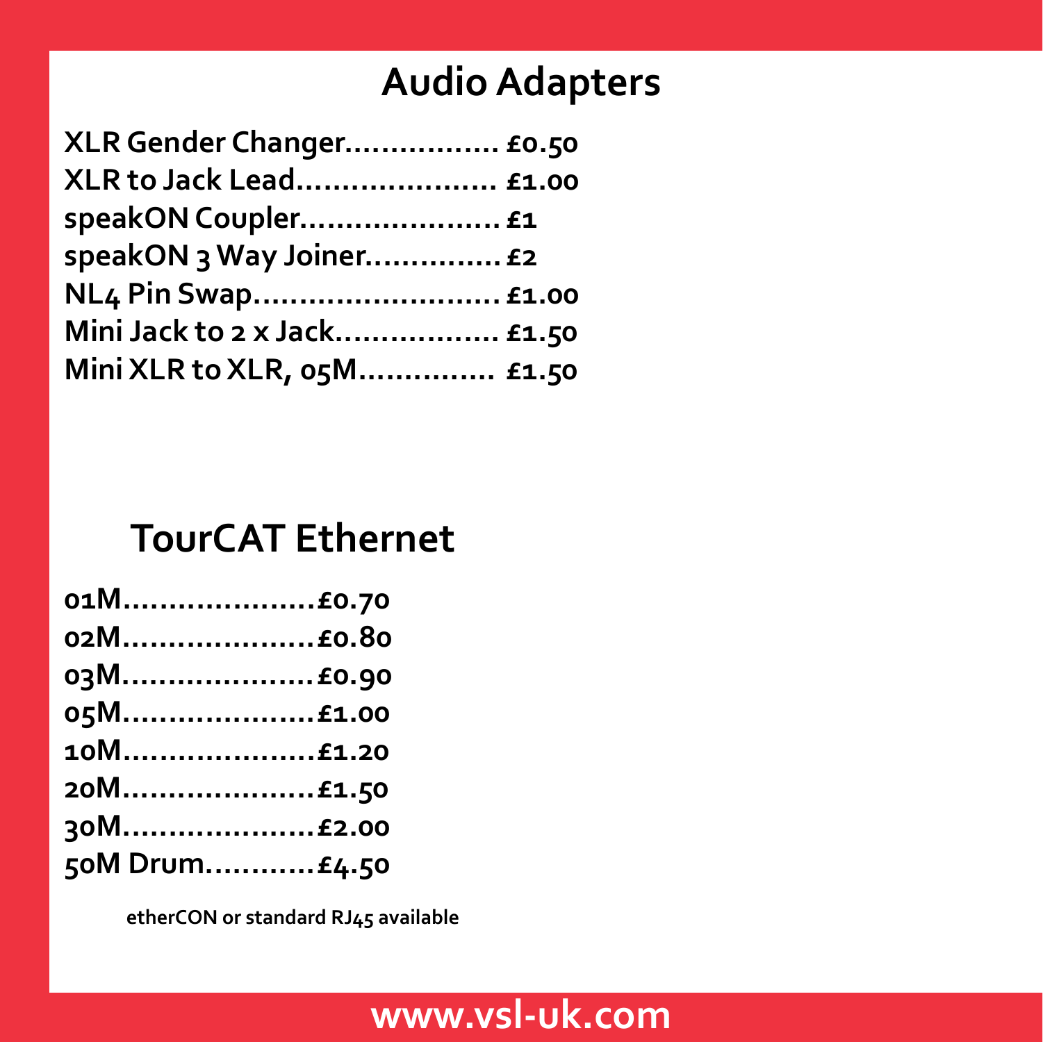# Audio Adapters

**XLR Gender Changer................. £0.50**
**XLR to Jack Lead...................... £1.00**
**speakON Coupler...................... £1**
**speakON 3 Way Joiner............... £2**
**NL4 Pin Swap........................... £1.00**
**Mini Jack to 2 x Jack.................. £1.50**
**Mini XLR to XLR, 05M............... £1.50**

# TourCAT Ethernet

**01M.....................£0.70**
**02M.....................£0.80**
**03M.....................£0.90**
**05M.....................£1.00**
**10M.....................£1.20**
**20M.....................£1.50**
**30M.....................£2.00**
**50M Drum............£4.50**

**etherCON or standard RJ45 available**

**www.vsl-uk.com**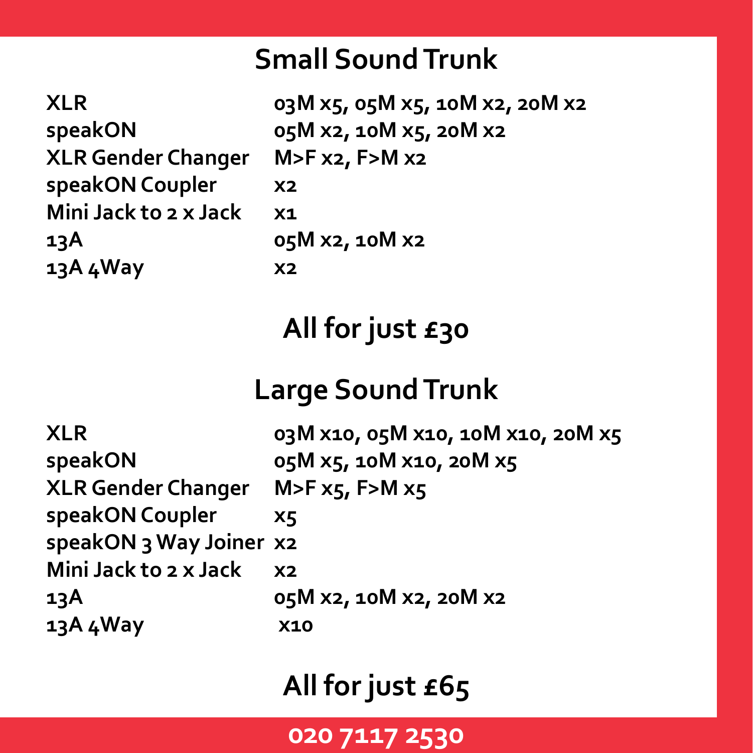## Small Sound Trunk

| | |
|---|---|
| **XLR** | **03M x5, 05M x5, 10M x2, 20M x2** |
| **speakON** | **05M x2, 10M x5, 20M x2** |
| **XLR Gender Changer** | **M>F x2, F>M x2** |
| **speakON Coupler** | **x2** |
| **Mini Jack to 2 x Jack** | **x1** |
| **13A** | **05M x2, 10M x2** |
| **13A 4Way** | **x2** |

## All for just £30

## Large Sound Trunk

| | |
|---|---|
| **XLR** | **03M x10, 05M x10, 10M x10, 20M x5** |
| **speakON** | **05M x5, 10M x10, 20M x5** |
| **XLR Gender Changer** | **M>F x5, F>M x5** |
| **speakON Coupler** | **x5** |
| **speakON 3 Way Joiner** | **x2** |
| **Mini Jack to 2 x Jack** | **x2** |
| **13A** | **05M x2, 10M x2, 20M x2** |
| **13A 4Way** | **x10** |

## All for just £65

**020 7117 2530**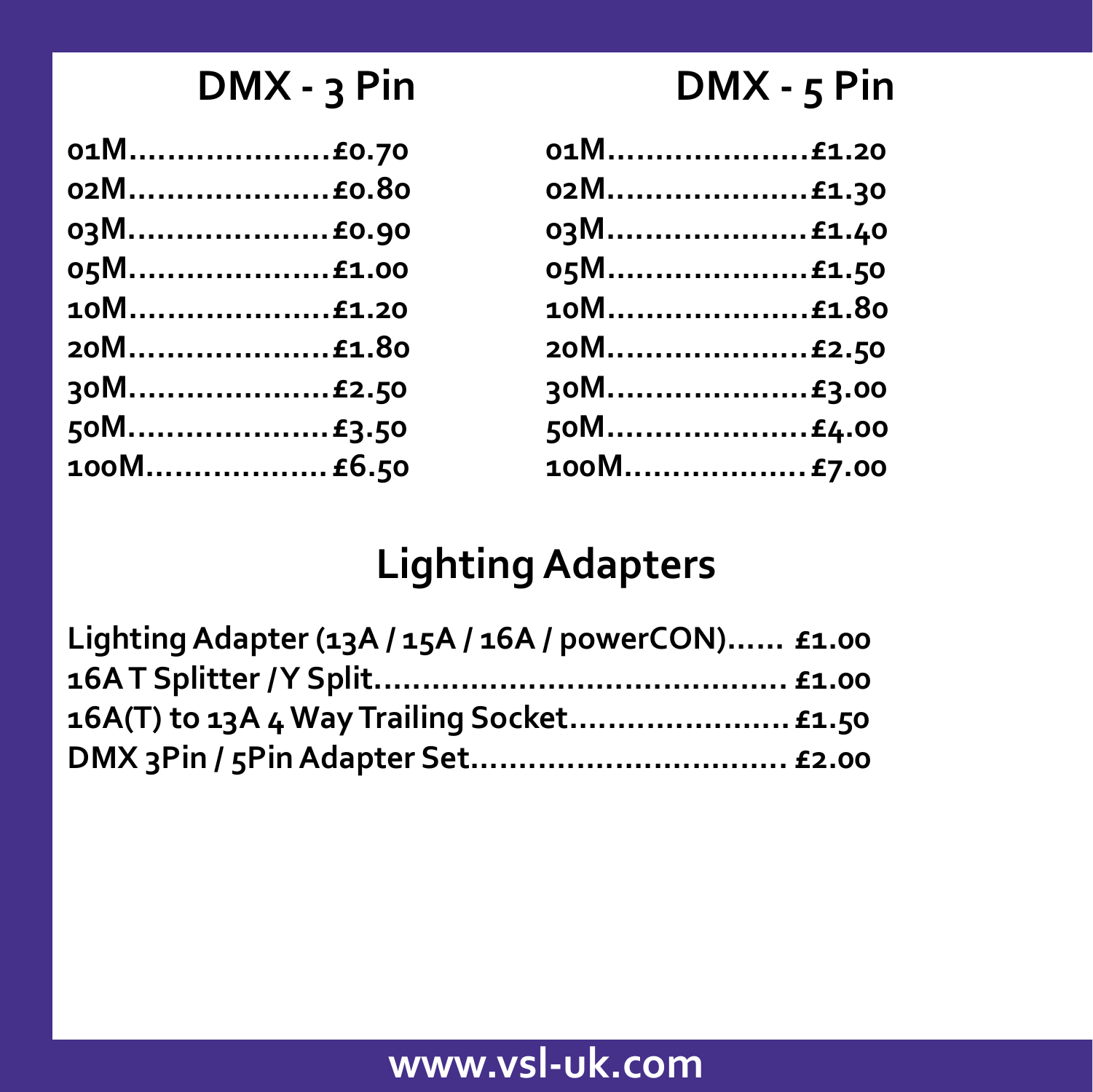## DMX - 3 Pin

01M....................£0.70
02M....................£0.80
03M....................£0.90
05M....................£1.00
10M....................£1.20
20M....................£1.80
30M....................£2.50
50M....................£3.50
100M..................£6.50

## DMX - 5 Pin

01M....................£1.20
02M....................£1.30
03M....................£1.40
05M....................£1.50
10M....................£1.80
20M....................£2.50
30M....................£3.00
50M....................£4.00
100M..................£7.00

## Lighting Adapters

Lighting Adapter (13A / 15A / 16A / powerCON)...... £1.00
16A T Splitter / Y Split........................................... £1.00
16A(T) to 13A 4 Way Trailing Socket....................... £1.50
DMX 3Pin / 5Pin Adapter Set................................. £2.00

www.vsl-uk.com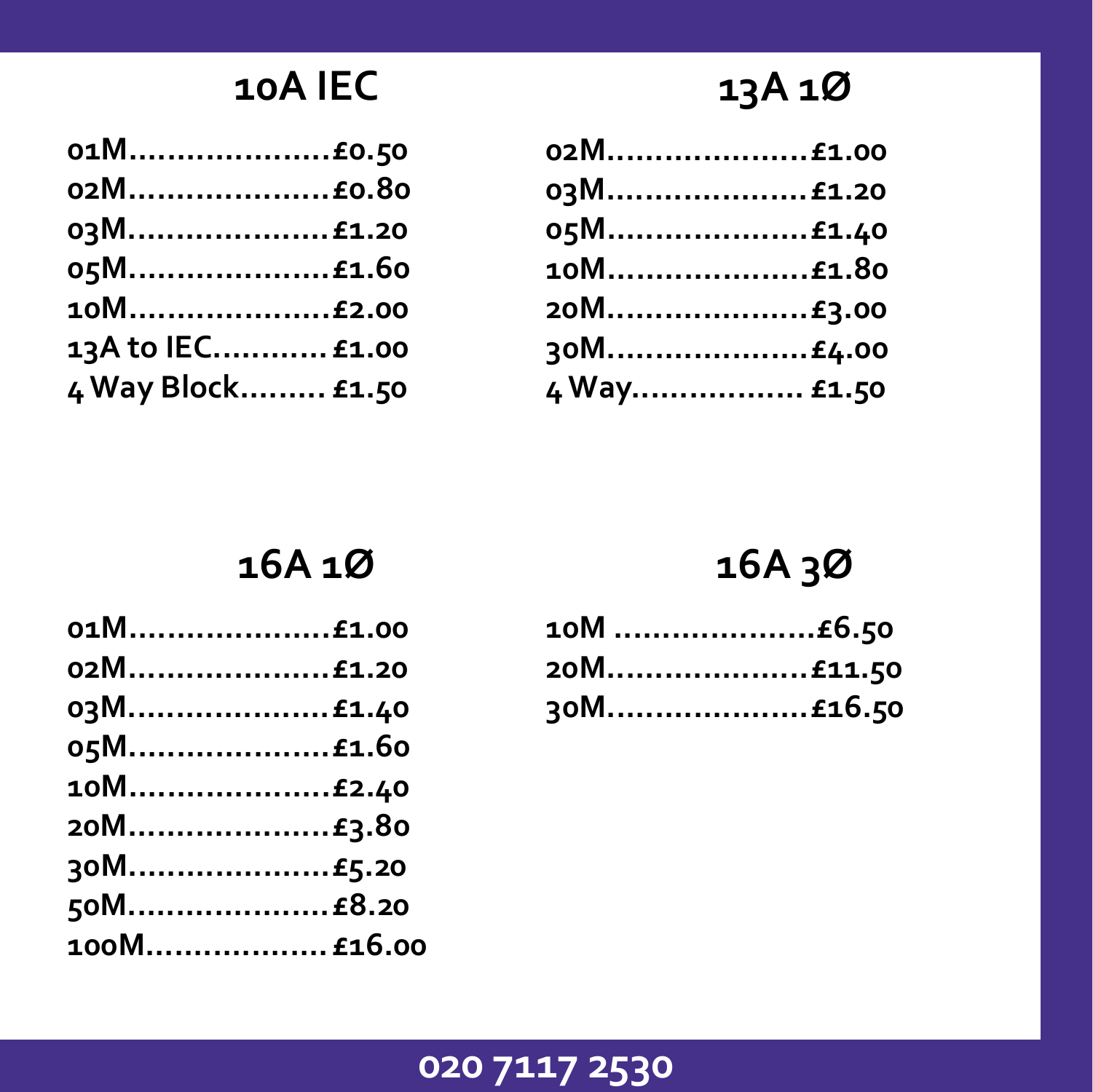## 10A IEC

01M....................£0.50
02M....................£0.80
03M....................£1.20
05M....................£1.60
10M....................£2.00
13A to IEC............£1.00
4 Way Block.........£1.50

## 13A 1Ø

02M....................£1.00
03M....................£1.20
05M....................£1.40
10M....................£1.80
20M....................£3.00
30M....................£4.00
4 Way.................. £1.50

## 16A 1Ø

01M....................£1.00
02M....................£1.20
03M....................£1.40
05M....................£1.60
10M....................£2.40
20M....................£3.80
30M....................£5.20
50M....................£8.20
100M.................. £16.00

## 16A 3Ø

10M ....................£6.50
20M....................£11.50
30M....................£16.50

020 7117 2530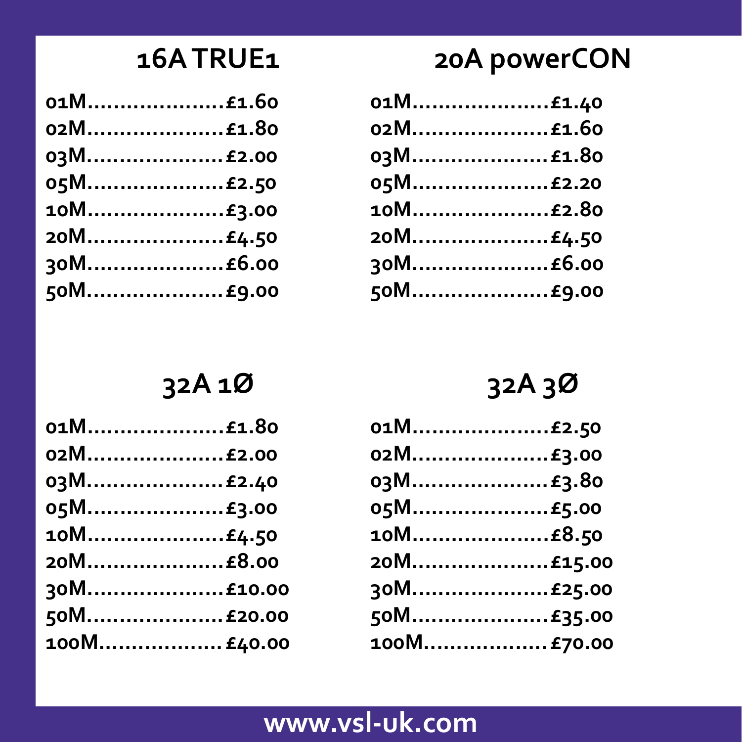## 16A TRUE1

01M.....................£1.60
02M.....................£1.80
03M.....................£2.00
05M.....................£2.50
10M.....................£3.00
20M.....................£4.50
30M.....................£6.00
50M.....................£9.00

## 20A powerCON

01M.....................£1.40
02M.....................£1.60
03M.....................£1.80
05M.....................£2.20
10M.....................£2.80
20M.....................£4.50
30M.....................£6.00
50M.....................£9.00

## 32A 1Ø

01M.....................£1.80
02M.....................£2.00
03M.....................£2.40
05M.....................£3.00
10M.....................£4.50
20M.....................£8.00
30M.....................£10.00
50M.....................£20.00
100M...................£40.00

## 32A 3Ø

01M.....................£2.50
02M.....................£3.00
03M.....................£3.80
05M.....................£5.00
10M.....................£8.50
20M.....................£15.00
30M.....................£25.00
50M.....................£35.00
100M...................£70.00

**www.vsl-uk.com**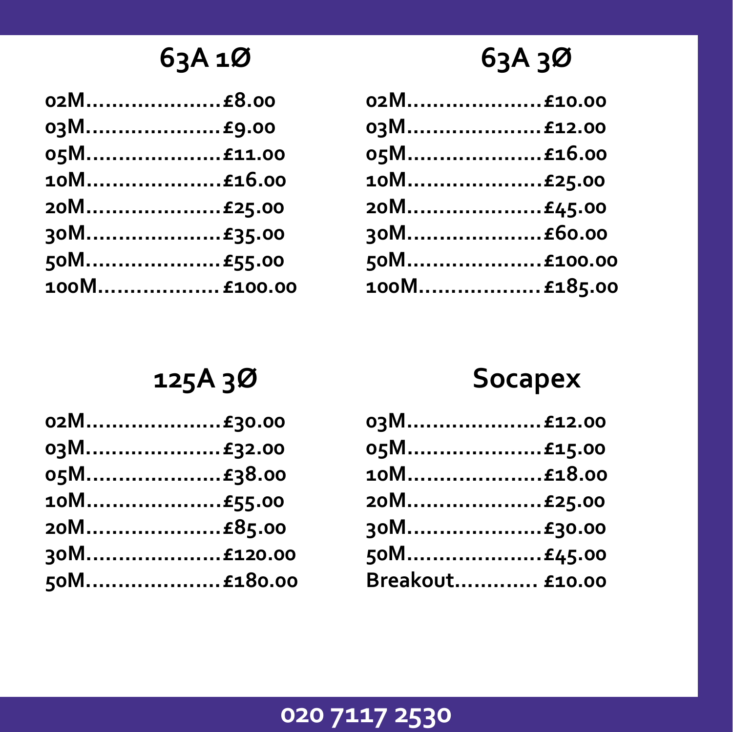## 63A 1Ø

02M.....................£8.00
03M.....................£9.00
05M.....................£11.00
10M.....................£16.00
20M.....................£25.00
30M.....................£35.00
50M.....................£55.00
100M...................£100.00

## 63A 3Ø

02M.....................£10.00
03M.....................£12.00
05M.....................£16.00
10M.....................£25.00
20M.....................£45.00
30M.....................£60.00
50M.....................£100.00
100M...................£185.00

## 125A 3Ø

02M.....................£30.00
03M.....................£32.00
05M.....................£38.00
10M.....................£55.00
20M.....................£85.00
30M.....................£120.00
50M.....................£180.00

## Socapex

03M.....................£12.00
05M.....................£15.00
10M.....................£18.00
20M.....................£25.00
30M.....................£30.00
50M.....................£45.00
Breakout............. £10.00

**020 7117 2530**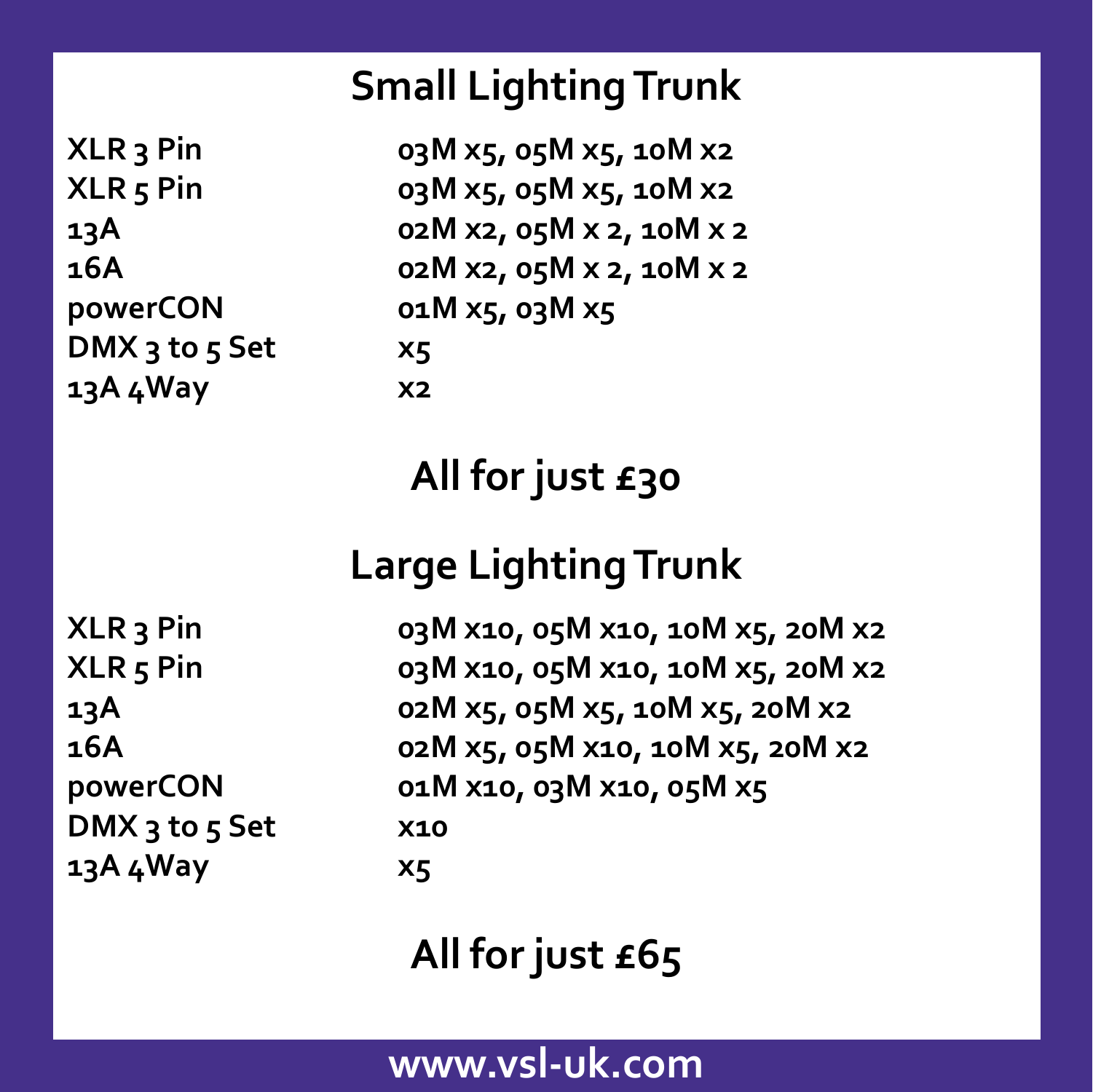## Small Lighting Trunk

| | |
|---|---|
| XLR 3 Pin | 03M x5, 05M x5, 10M x2 |
| XLR 5 Pin | 03M x5, 05M x5, 10M x2 |
| 13A | 02M x2, 05M x 2, 10M x 2 |
| 16A | 02M x2, 05M x 2, 10M x 2 |
| powerCON | 01M x5, 03M x5 |
| DMX 3 to 5 Set | x5 |
| 13A 4Way | x2 |

**All for just £30**

## Large Lighting Trunk

| | |
|---|---|
| XLR 3 Pin | 03M x10, 05M x10, 10M x5, 20M x2 |
| XLR 5 Pin | 03M x10, 05M x10, 10M x5, 20M x2 |
| 13A | 02M x5, 05M x5, 10M x5, 20M x2 |
| 16A | 02M x5, 05M x10, 10M x5, 20M x2 |
| powerCON | 01M x10, 03M x10, 05M x5 |
| DMX 3 to 5 Set | x10 |
| 13A 4Way | x5 |

**All for just £65**

www.vsl-uk.com